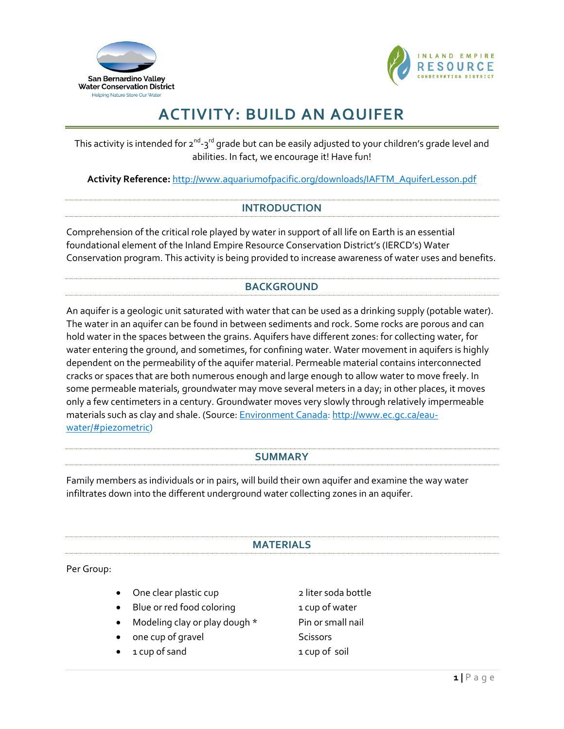San Bernardino Valley Water Conservation District
Helping Nature Store Our Water

INLAND EMPIRE RESOURCE CONSERVATION DISTRICT

# ACTIVITY: BUILD AN AQUIFER

This activity is intended for 2nd-3rd grade but can be easily adjusted to your children's grade level and abilities. In fact, we encourage it! Have fun!

**Activity Reference:** http://www.aquariumofpacific.org/downloads/IAFTM_AquiferLesson.pdf

## INTRODUCTION

Comprehension of the critical role played by water in support of all life on Earth is an essential foundational element of the Inland Empire Resource Conservation District's (IERCD's) Water Conservation program. This activity is being provided to increase awareness of water uses and benefits.

## BACKGROUND

An aquifer is a geologic unit saturated with water that can be used as a drinking supply (potable water). The water in an aquifer can be found in between sediments and rock. Some rocks are porous and can hold water in the spaces between the grains. Aquifers have different zones: for collecting water, for water entering the ground, and sometimes, for confining water. Water movement in aquifers is highly dependent on the permeability of the aquifer material. Permeable material contains interconnected cracks or spaces that are both numerous enough and large enough to allow water to move freely. In some permeable materials, groundwater may move several meters in a day; in other places, it moves only a few centimeters in a century. Groundwater moves very slowly through relatively impermeable materials such as clay and shale. (Source: Environment Canada: http://www.ec.gc.ca/eau-water/#piezometric)

## SUMMARY

Family members as individuals or in pairs, will build their own aquifer and examine the way water infiltrates down into the different underground water collecting zones in an aquifer.

## MATERIALS

Per Group:

- One clear plastic cup
- Blue or red food coloring
- Modeling clay or play dough *
- one cup of gravel
- 1 cup of sand
- 2 liter soda bottle
- 1 cup of water
- Pin or small nail
- Scissors
- 1 cup of soil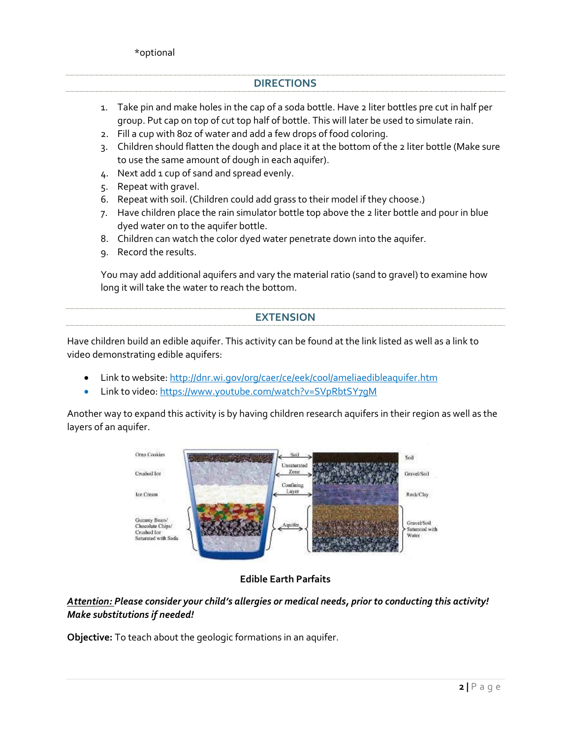*optional

## DIRECTIONS

1. Take pin and make holes in the cap of a soda bottle. Have 2 liter bottles pre cut in half per group. Put cap on top of cut top half of bottle. This will later be used to simulate rain.
2. Fill a cup with 8oz of water and add a few drops of food coloring.
3. Children should flatten the dough and place it at the bottom of the 2 liter bottle (Make sure to use the same amount of dough in each aquifer).
4. Next add 1 cup of sand and spread evenly.
5. Repeat with gravel.
6. Repeat with soil. (Children could add grass to their model if they choose.)
7. Have children place the rain simulator bottle top above the 2 liter bottle and pour in blue dyed water on to the aquifer bottle.
8. Children can watch the color dyed water penetrate down into the aquifer.
9. Record the results.

You may add additional aquifers and vary the material ratio (sand to gravel) to examine how long it will take the water to reach the bottom.

## EXTENSION

Have children build an edible aquifer. This activity can be found at the link listed as well as a link to video demonstrating edible aquifers:

- Link to website: http://dnr.wi.gov/org/caer/ce/eek/cool/ameliaedibleaquifer.htm
- Link to video: https://www.youtube.com/watch?v=SVpRbtSY7gM

Another way to expand this activity is by having children research aquifers in their region as well as the layers of an aquifer.

**Edible Earth Parfaits**

***Attention:*** ***Please consider your child's allergies or medical needs, prior to conducting this activity! Make substitutions if needed!***

**Objective:** To teach about the geologic formations in an aquifer.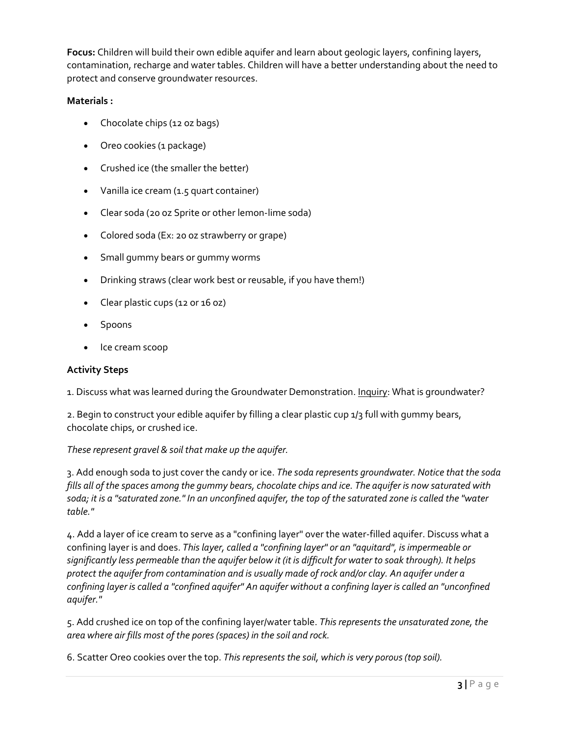**Focus:** Children will build their own edible aquifer and learn about geologic layers, confining layers, contamination, recharge and water tables. Children will have a better understanding about the need to protect and conserve groundwater resources.

**Materials :**

- Chocolate chips (12 oz bags)
- Oreo cookies (1 package)
- Crushed ice (the smaller the better)
- Vanilla ice cream (1.5 quart container)
- Clear soda (20 oz Sprite or other lemon-lime soda)
- Colored soda (Ex: 20 oz strawberry or grape)
- Small gummy bears or gummy worms
- Drinking straws (clear work best or reusable, if you have them!)
- Clear plastic cups (12 or 16 oz)
- Spoons
- Ice cream scoop

**Activity Steps**

1. Discuss what was learned during the Groundwater Demonstration. Inquiry: What is groundwater?

2. Begin to construct your edible aquifer by filling a clear plastic cup 1/3 full with gummy bears, chocolate chips, or crushed ice.

*These represent gravel & soil that make up the aquifer.*

3. Add enough soda to just cover the candy or ice. *The soda represents groundwater. Notice that the soda fills all of the spaces among the gummy bears, chocolate chips and ice. The aquifer is now saturated with soda; it is a "saturated zone." In an unconfined aquifer, the top of the saturated zone is called the "water table."*

4. Add a layer of ice cream to serve as a "confining layer" over the water-filled aquifer. Discuss what a confining layer is and does. *This layer, called a "confining layer" or an "aquitard", is impermeable or significantly less permeable than the aquifer below it (it is difficult for water to soak through). It helps protect the aquifer from contamination and is usually made of rock and/or clay. An aquifer under a confining layer is called a "confined aquifer" An aquifer without a confining layer is called an "unconfined aquifer."*

5. Add crushed ice on top of the confining layer/water table. *This represents the unsaturated zone, the area where air fills most of the pores (spaces) in the soil and rock.*

6. Scatter Oreo cookies over the top. *This represents the soil, which is very porous (top soil).*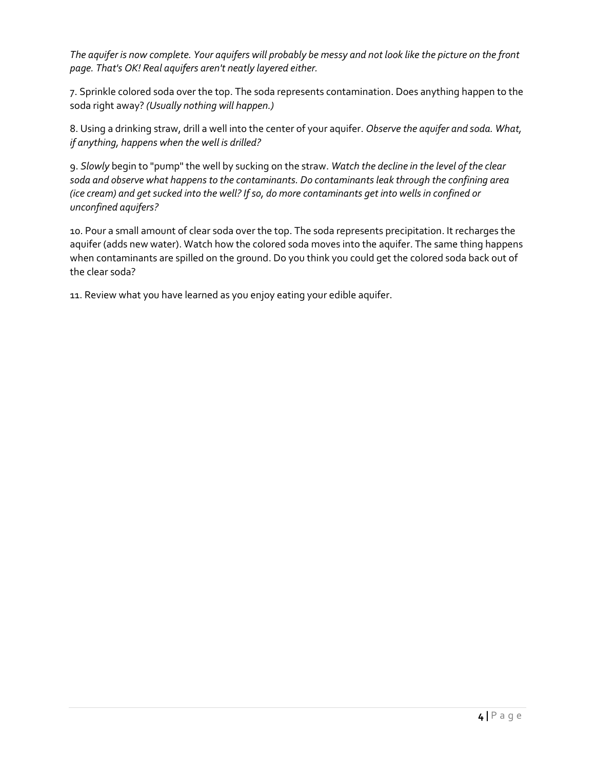*The aquifer is now complete. Your aquifers will probably be messy and not look like the picture on the front page. That's OK! Real aquifers aren't neatly layered either.*

7. Sprinkle colored soda over the top. The soda represents contamination. Does anything happen to the soda right away? *(Usually nothing will happen.)*

8. Using a drinking straw, drill a well into the center of your aquifer. *Observe the aquifer and soda. What, if anything, happens when the well is drilled?*

9. *Slowly* begin to "pump" the well by sucking on the straw. *Watch the decline in the level of the clear soda and observe what happens to the contaminants. Do contaminants leak through the confining area (ice cream) and get sucked into the well? If so, do more contaminants get into wells in confined or unconfined aquifers?*

10. Pour a small amount of clear soda over the top. The soda represents precipitation. It recharges the aquifer (adds new water). Watch how the colored soda moves into the aquifer. The same thing happens when contaminants are spilled on the ground. Do you think you could get the colored soda back out of the clear soda?

11. Review what you have learned as you enjoy eating your edible aquifer.